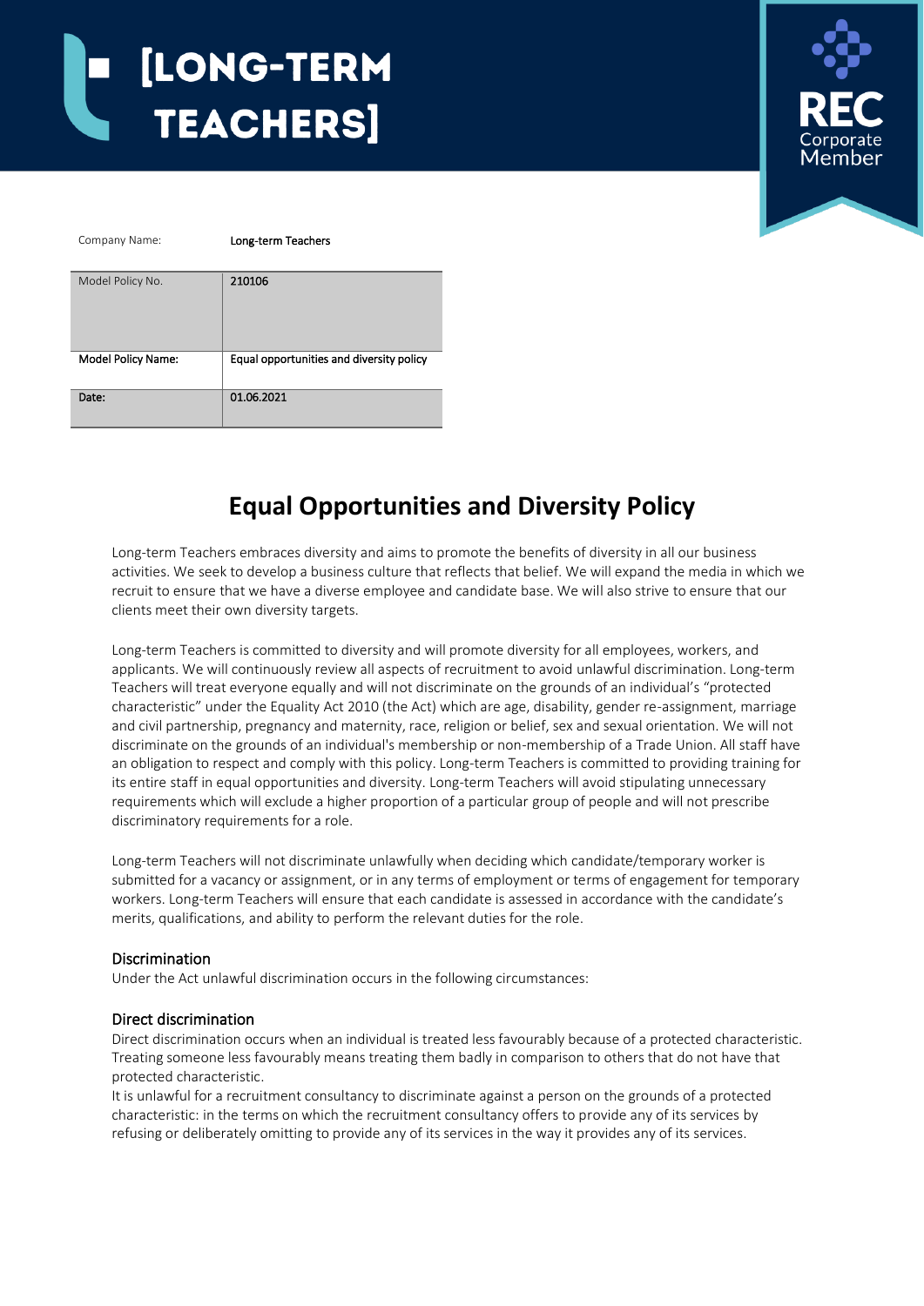# [LONG-TERM TEACHERS]

REC Corporate Member

Company Name: Long-term Teachers

| Model Policy No. | 210106 |
|---|---|
| **Model Policy Name:** | Equal opportunities and diversity policy |
| **Date:** | 01.06.2021 |

## Equal Opportunities and Diversity Policy

Long-term Teachers embraces diversity and aims to promote the benefits of diversity in all our business activities. We seek to develop a business culture that reflects that belief. We will expand the media in which we recruit to ensure that we have a diverse employee and candidate base. We will also strive to ensure that our clients meet their own diversity targets.

Long-term Teachers is committed to diversity and will promote diversity for all employees, workers, and applicants. We will continuously review all aspects of recruitment to avoid unlawful discrimination. Long-term Teachers will treat everyone equally and will not discriminate on the grounds of an individual's "protected characteristic" under the Equality Act 2010 (the Act) which are age, disability, gender re-assignment, marriage and civil partnership, pregnancy and maternity, race, religion or belief, sex and sexual orientation. We will not discriminate on the grounds of an individual's membership or non-membership of a Trade Union. All staff have an obligation to respect and comply with this policy. Long-term Teachers is committed to providing training for its entire staff in equal opportunities and diversity. Long-term Teachers will avoid stipulating unnecessary requirements which will exclude a higher proportion of a particular group of people and will not prescribe discriminatory requirements for a role.

Long-term Teachers will not discriminate unlawfully when deciding which candidate/temporary worker is submitted for a vacancy or assignment, or in any terms of employment or terms of engagement for temporary workers. Long-term Teachers will ensure that each candidate is assessed in accordance with the candidate's merits, qualifications, and ability to perform the relevant duties for the role.

### Discrimination

Under the Act unlawful discrimination occurs in the following circumstances:

### Direct discrimination

Direct discrimination occurs when an individual is treated less favourably because of a protected characteristic. Treating someone less favourably means treating them badly in comparison to others that do not have that protected characteristic.

It is unlawful for a recruitment consultancy to discriminate against a person on the grounds of a protected characteristic: in the terms on which the recruitment consultancy offers to provide any of its services by refusing or deliberately omitting to provide any of its services in the way it provides any of its services.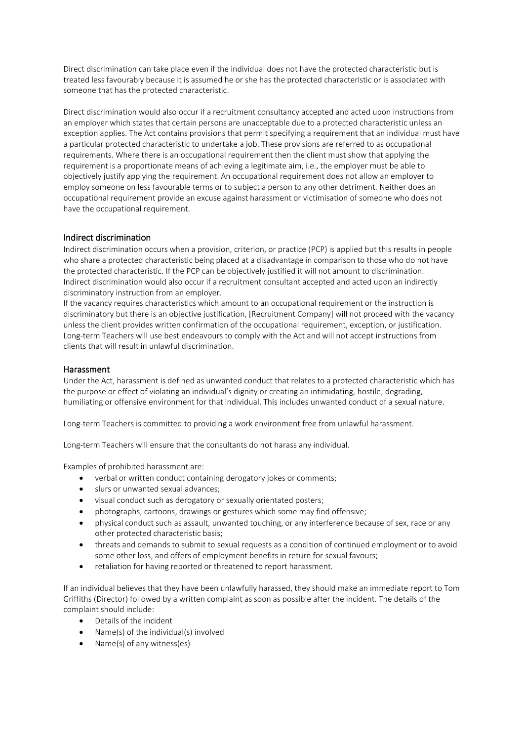Direct discrimination can take place even if the individual does not have the protected characteristic but is treated less favourably because it is assumed he or she has the protected characteristic or is associated with someone that has the protected characteristic.

Direct discrimination would also occur if a recruitment consultancy accepted and acted upon instructions from an employer which states that certain persons are unacceptable due to a protected characteristic unless an exception applies. The Act contains provisions that permit specifying a requirement that an individual must have a particular protected characteristic to undertake a job. These provisions are referred to as occupational requirements. Where there is an occupational requirement then the client must show that applying the requirement is a proportionate means of achieving a legitimate aim, i.e., the employer must be able to objectively justify applying the requirement. An occupational requirement does not allow an employer to employ someone on less favourable terms or to subject a person to any other detriment. Neither does an occupational requirement provide an excuse against harassment or victimisation of someone who does not have the occupational requirement.

## Indirect discrimination

Indirect discrimination occurs when a provision, criterion, or practice (PCP) is applied but this results in people who share a protected characteristic being placed at a disadvantage in comparison to those who do not have the protected characteristic. If the PCP can be objectively justified it will not amount to discrimination. Indirect discrimination would also occur if a recruitment consultant accepted and acted upon an indirectly discriminatory instruction from an employer.

If the vacancy requires characteristics which amount to an occupational requirement or the instruction is discriminatory but there is an objective justification, [Recruitment Company] will not proceed with the vacancy unless the client provides written confirmation of the occupational requirement, exception, or justification. Long-term Teachers will use best endeavours to comply with the Act and will not accept instructions from clients that will result in unlawful discrimination.

## Harassment

Under the Act, harassment is defined as unwanted conduct that relates to a protected characteristic which has the purpose or effect of violating an individual's dignity or creating an intimidating, hostile, degrading, humiliating or offensive environment for that individual. This includes unwanted conduct of a sexual nature.

Long-term Teachers is committed to providing a work environment free from unlawful harassment.

Long-term Teachers will ensure that the consultants do not harass any individual.

Examples of prohibited harassment are:

- verbal or written conduct containing derogatory jokes or comments;
- slurs or unwanted sexual advances;
- visual conduct such as derogatory or sexually orientated posters;
- photographs, cartoons, drawings or gestures which some may find offensive;
- physical conduct such as assault, unwanted touching, or any interference because of sex, race or any other protected characteristic basis;
- threats and demands to submit to sexual requests as a condition of continued employment or to avoid some other loss, and offers of employment benefits in return for sexual favours;
- retaliation for having reported or threatened to report harassment.

If an individual believes that they have been unlawfully harassed, they should make an immediate report to Tom Griffiths (Director) followed by a written complaint as soon as possible after the incident. The details of the complaint should include:

- Details of the incident
- Name(s) of the individual(s) involved
- Name(s) of any witness(es)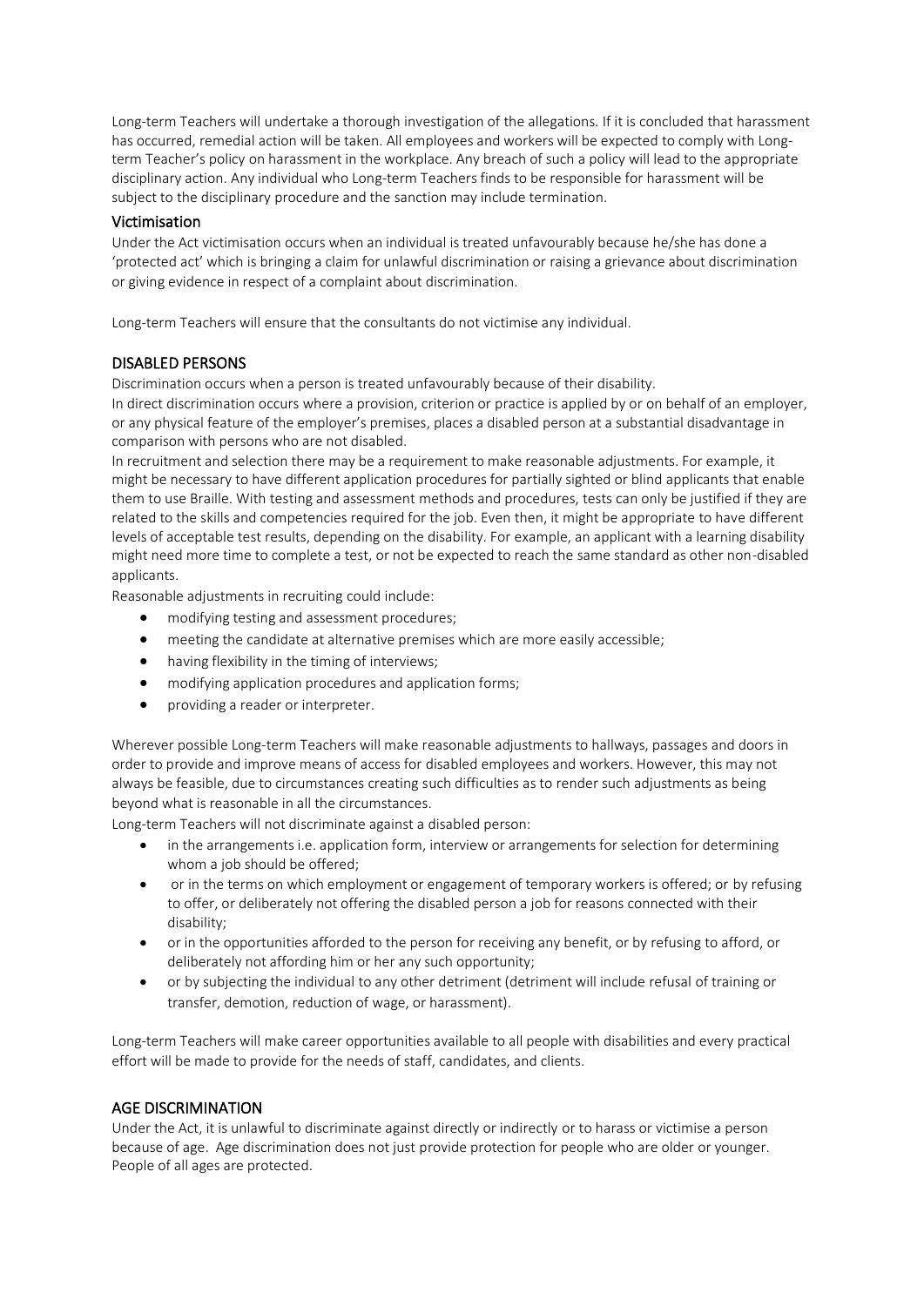Long-term Teachers will undertake a thorough investigation of the allegations. If it is concluded that harassment has occurred, remedial action will be taken. All employees and workers will be expected to comply with Long-term Teacher's policy on harassment in the workplace. Any breach of such a policy will lead to the appropriate disciplinary action. Any individual who Long-term Teachers finds to be responsible for harassment will be subject to the disciplinary procedure and the sanction may include termination.

### Victimisation

Under the Act victimisation occurs when an individual is treated unfavourably because he/she has done a 'protected act' which is bringing a claim for unlawful discrimination or raising a grievance about discrimination or giving evidence in respect of a complaint about discrimination.

Long-term Teachers will ensure that the consultants do not victimise any individual.

## DISABLED PERSONS

Discrimination occurs when a person is treated unfavourably because of their disability.

In direct discrimination occurs where a provision, criterion or practice is applied by or on behalf of an employer, or any physical feature of the employer's premises, places a disabled person at a substantial disadvantage in comparison with persons who are not disabled.

In recruitment and selection there may be a requirement to make reasonable adjustments. For example, it might be necessary to have different application procedures for partially sighted or blind applicants that enable them to use Braille. With testing and assessment methods and procedures, tests can only be justified if they are related to the skills and competencies required for the job. Even then, it might be appropriate to have different levels of acceptable test results, depending on the disability. For example, an applicant with a learning disability might need more time to complete a test, or not be expected to reach the same standard as other non-disabled applicants.

Reasonable adjustments in recruiting could include:

- modifying testing and assessment procedures;
- meeting the candidate at alternative premises which are more easily accessible;
- having flexibility in the timing of interviews;
- modifying application procedures and application forms;
- providing a reader or interpreter.

Wherever possible Long-term Teachers will make reasonable adjustments to hallways, passages and doors in order to provide and improve means of access for disabled employees and workers. However, this may not always be feasible, due to circumstances creating such difficulties as to render such adjustments as being beyond what is reasonable in all the circumstances.

Long-term Teachers will not discriminate against a disabled person:

- in the arrangements i.e. application form, interview or arrangements for selection for determining whom a job should be offered;
- or in the terms on which employment or engagement of temporary workers is offered; or by refusing to offer, or deliberately not offering the disabled person a job for reasons connected with their disability;
- or in the opportunities afforded to the person for receiving any benefit, or by refusing to afford, or deliberately not affording him or her any such opportunity;
- or by subjecting the individual to any other detriment (detriment will include refusal of training or transfer, demotion, reduction of wage, or harassment).

Long-term Teachers will make career opportunities available to all people with disabilities and every practical effort will be made to provide for the needs of staff, candidates, and clients.

## AGE DISCRIMINATION

Under the Act, it is unlawful to discriminate against directly or indirectly or to harass or victimise a person because of age. Age discrimination does not just provide protection for people who are older or younger. People of all ages are protected.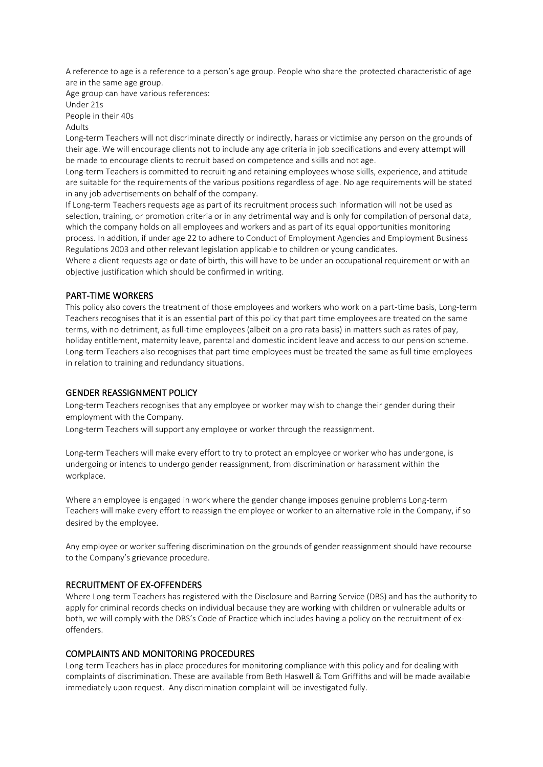A reference to age is a reference to a person's age group. People who share the protected characteristic of age are in the same age group.

Age group can have various references:

Under 21s

People in their 40s

Adults

Long-term Teachers will not discriminate directly or indirectly, harass or victimise any person on the grounds of their age. We will encourage clients not to include any age criteria in job specifications and every attempt will be made to encourage clients to recruit based on competence and skills and not age.

Long-term Teachers is committed to recruiting and retaining employees whose skills, experience, and attitude are suitable for the requirements of the various positions regardless of age. No age requirements will be stated in any job advertisements on behalf of the company.

If Long-term Teachers requests age as part of its recruitment process such information will not be used as selection, training, or promotion criteria or in any detrimental way and is only for compilation of personal data, which the company holds on all employees and workers and as part of its equal opportunities monitoring process. In addition, if under age 22 to adhere to Conduct of Employment Agencies and Employment Business Regulations 2003 and other relevant legislation applicable to children or young candidates.

Where a client requests age or date of birth, this will have to be under an occupational requirement or with an objective justification which should be confirmed in writing.

## PART-TIME WORKERS

This policy also covers the treatment of those employees and workers who work on a part-time basis, Long-term Teachers recognises that it is an essential part of this policy that part time employees are treated on the same terms, with no detriment, as full-time employees (albeit on a pro rata basis) in matters such as rates of pay, holiday entitlement, maternity leave, parental and domestic incident leave and access to our pension scheme. Long-term Teachers also recognises that part time employees must be treated the same as full time employees in relation to training and redundancy situations.

## GENDER REASSIGNMENT POLICY

Long-term Teachers recognises that any employee or worker may wish to change their gender during their employment with the Company.

Long-term Teachers will support any employee or worker through the reassignment.

Long-term Teachers will make every effort to try to protect an employee or worker who has undergone, is undergoing or intends to undergo gender reassignment, from discrimination or harassment within the workplace.

Where an employee is engaged in work where the gender change imposes genuine problems Long-term Teachers will make every effort to reassign the employee or worker to an alternative role in the Company, if so desired by the employee.

Any employee or worker suffering discrimination on the grounds of gender reassignment should have recourse to the Company's grievance procedure.

## RECRUITMENT OF EX-OFFENDERS

Where Long-term Teachers has registered with the Disclosure and Barring Service (DBS) and has the authority to apply for criminal records checks on individual because they are working with children or vulnerable adults or both, we will comply with the DBS's Code of Practice which includes having a policy on the recruitment of ex-offenders.

## COMPLAINTS AND MONITORING PROCEDURES

Long-term Teachers has in place procedures for monitoring compliance with this policy and for dealing with complaints of discrimination. These are available from Beth Haswell & Tom Griffiths and will be made available immediately upon request. Any discrimination complaint will be investigated fully.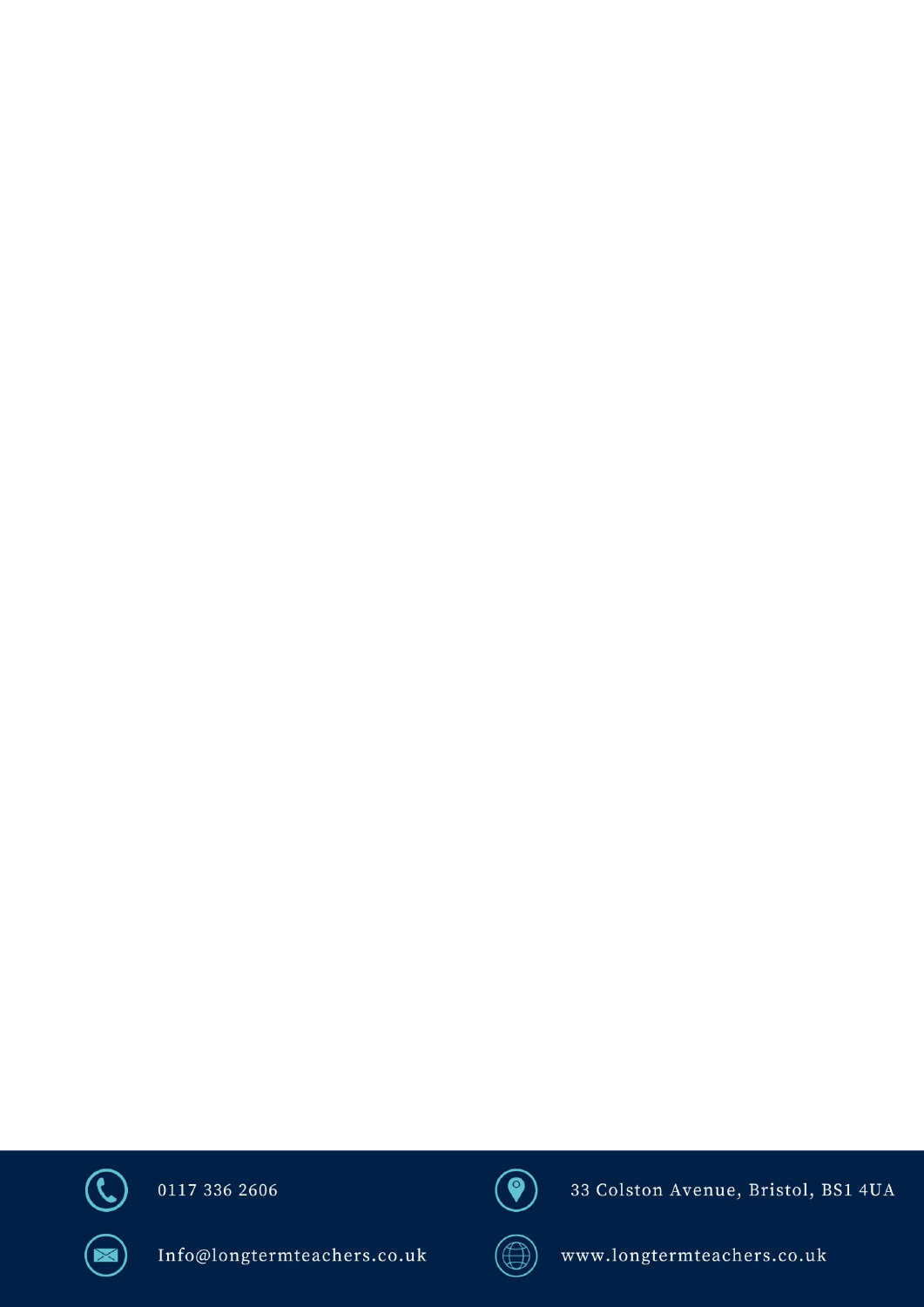0117 336 2606

33 Colston Avenue, Bristol, BS1 4UA

Info@longtermteachers.co.uk

www.longtermteachers.co.uk